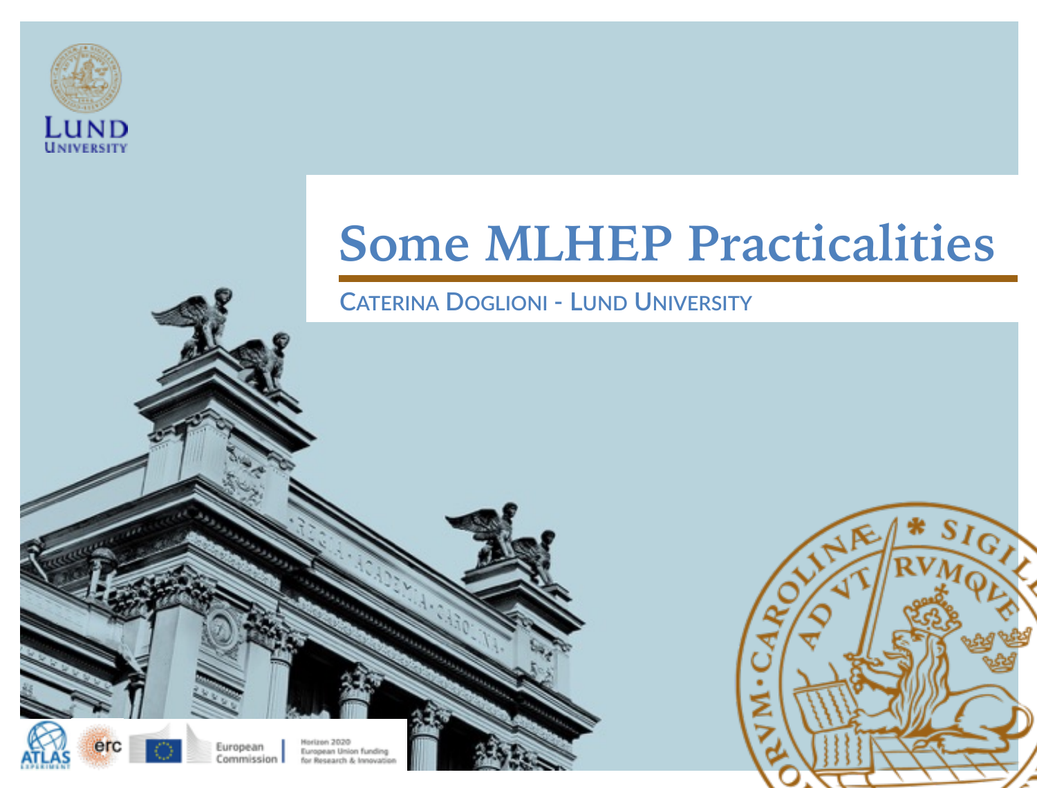# Some MLHEP Practicalities

Caterina Doglioni - Lund University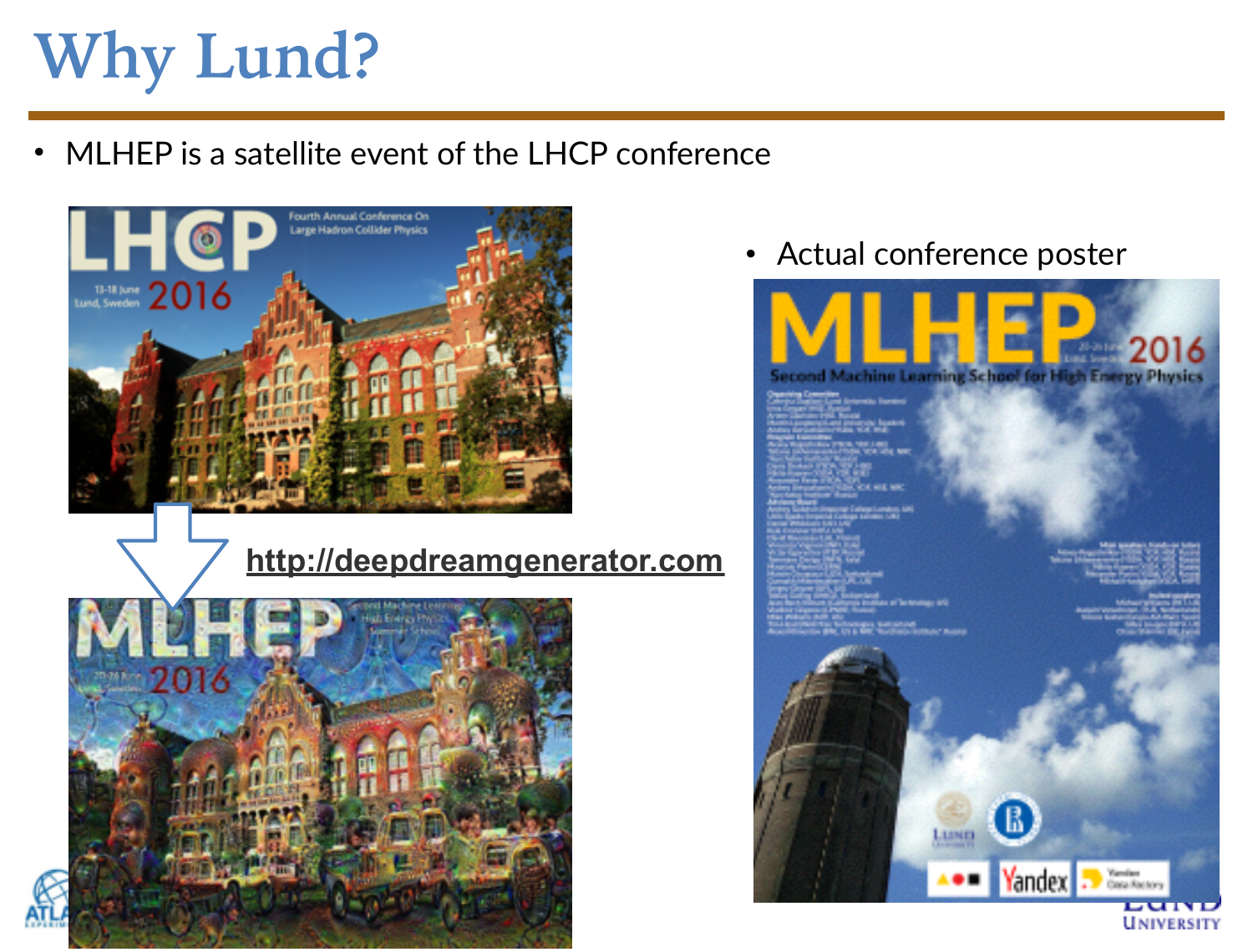# Why Lund?

- MLHEP is a satellite event of the LHCP conference

http://deepdreamgenerator.com

- Actual conference poster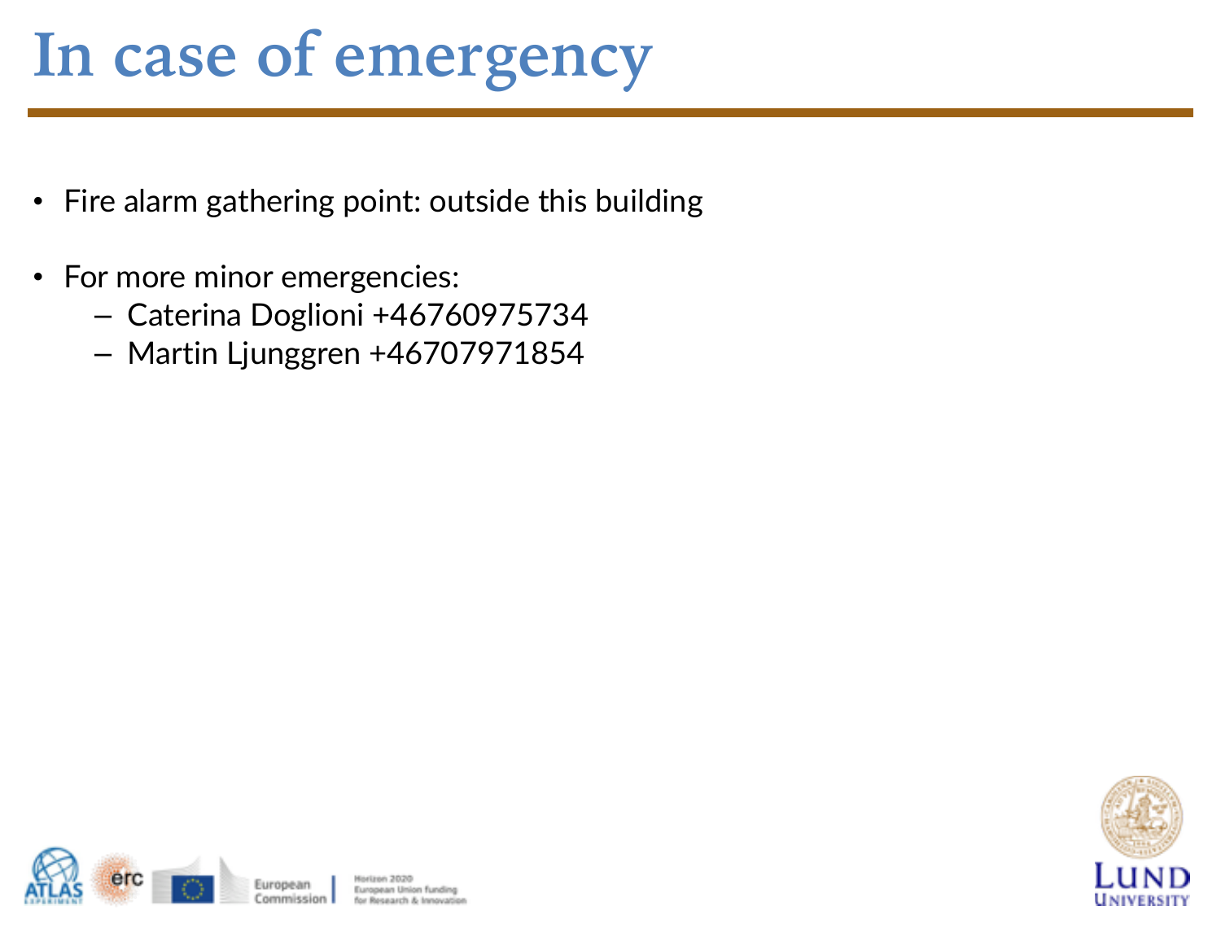# In case of emergency

- Fire alarm gathering point: outside this building
- For more minor emergencies:
  - Caterina Doglioni +46760975734
  - Martin Ljunggren +46707971854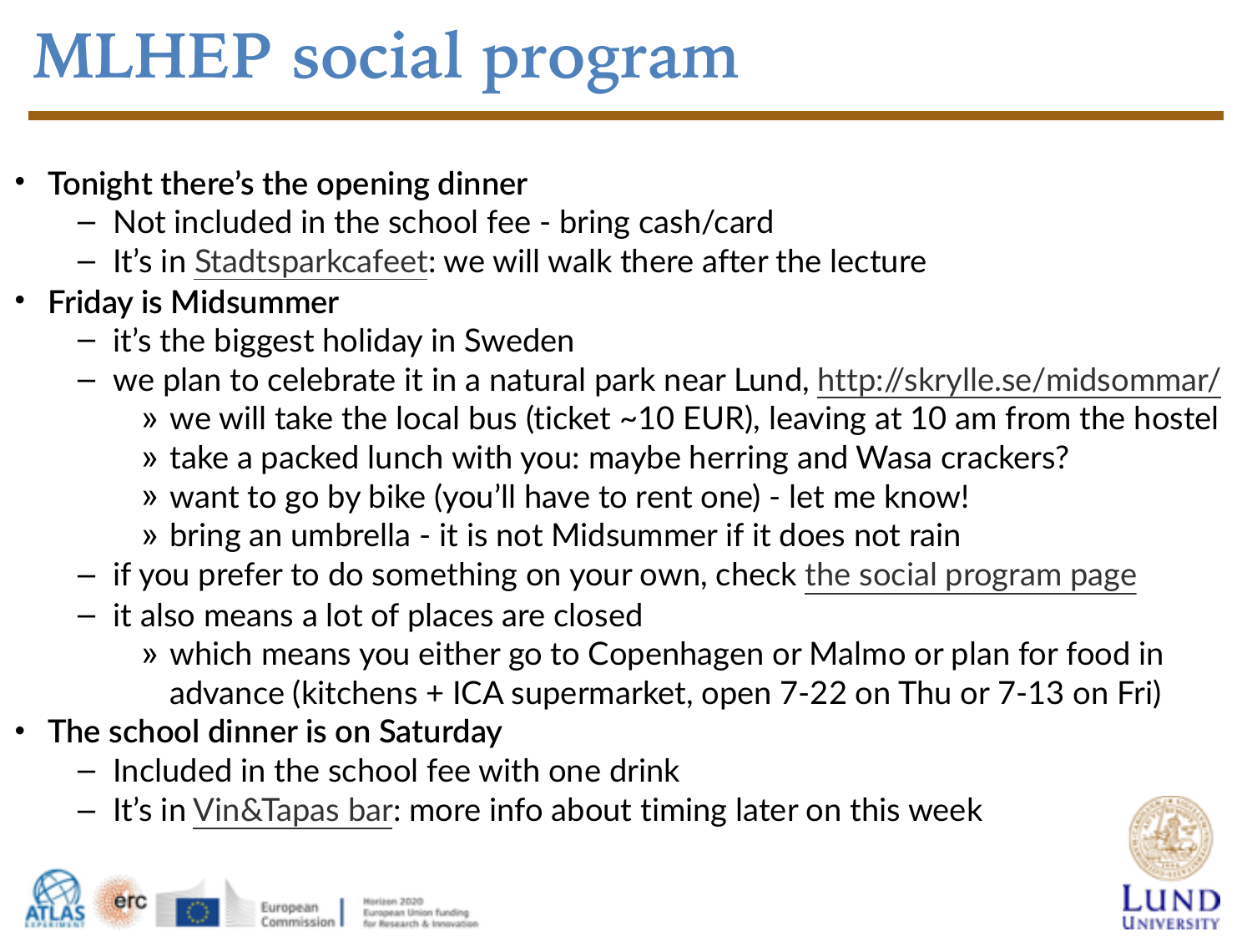# MLHEP social program

- **Tonight there's the opening dinner**
  - Not included in the school fee - bring cash/card
  - It's in Stadtsparkcafeet: we will walk there after the lecture
- **Friday is Midsummer**
  - it's the biggest holiday in Sweden
  - we plan to celebrate it in a natural park near Lund, http://skrylle.se/midsommar/
    - we will take the local bus (ticket ~10 EUR), leaving at 10 am from the hostel
    - take a packed lunch with you: maybe herring and Wasa crackers?
    - want to go by bike (you'll have to rent one) - let me know!
    - bring an umbrella - it is not Midsummer if it does not rain
  - if you prefer to do something on your own, check the social program page
  - it also means a lot of places are closed
    - which means you either go to Copenhagen or Malmo or plan for food in advance (kitchens + ICA supermarket, open 7-22 on Thu or 7-13 on Fri)
- **The school dinner is on Saturday**
  - Included in the school fee with one drink
  - It's in Vin&Tapas bar: more info about timing later on this week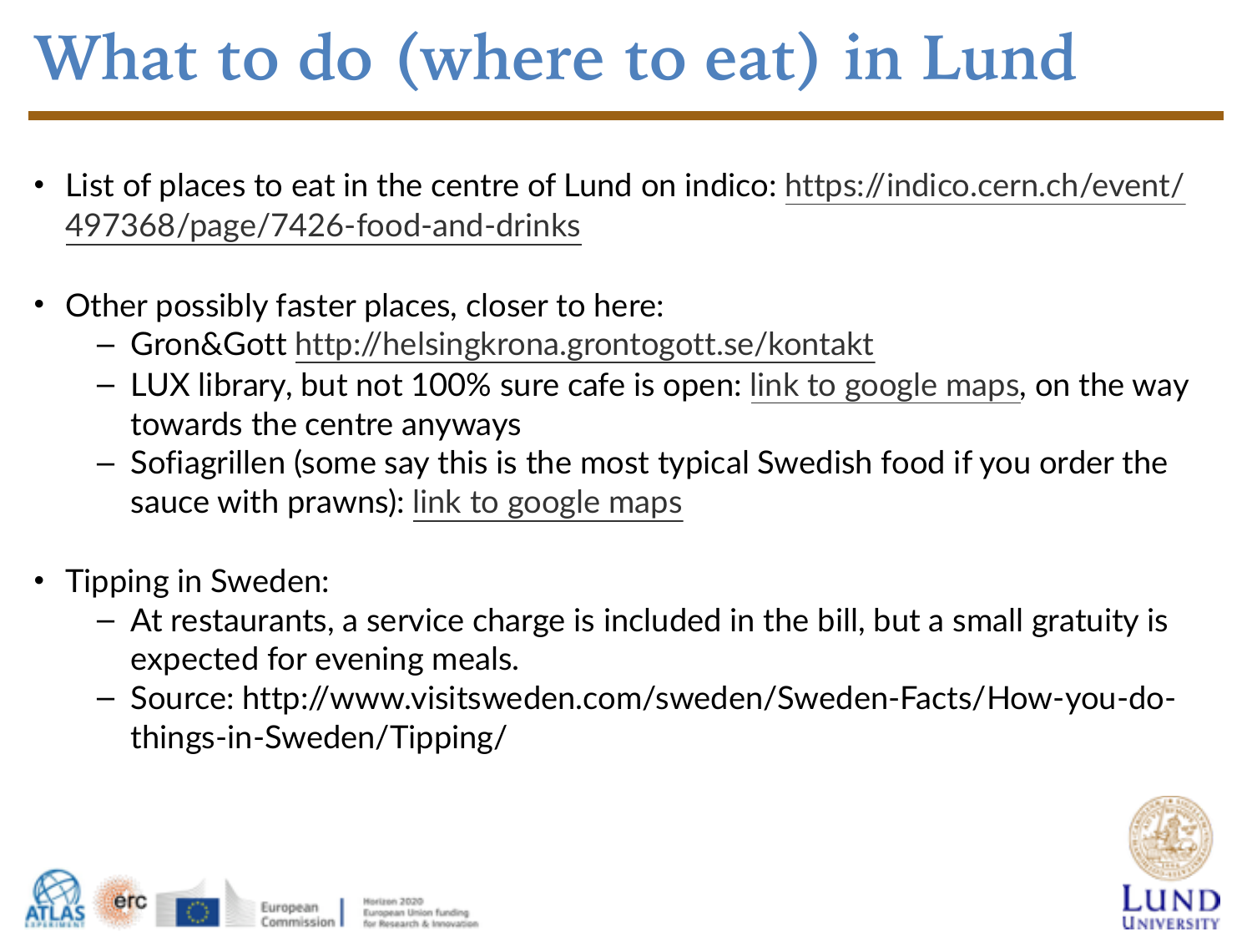# What to do (where to eat) in Lund

- List of places to eat in the centre of Lund on indico: https://indico.cern.ch/event/497368/page/7426-food-and-drinks
- Other possibly faster places, closer to here:
  - Gron&Gott http://helsingkrona.grontogott.se/kontakt
  - LUX library, but not 100% sure cafe is open: link to google maps, on the way towards the centre anyways
  - Sofiagrillen (some say this is the most typical Swedish food if you order the sauce with prawns): link to google maps
- Tipping in Sweden:
  - At restaurants, a service charge is included in the bill, but a small gratuity is expected for evening meals.
  - Source: http://www.visitsweden.com/sweden/Sweden-Facts/How-you-do-things-in-Sweden/Tipping/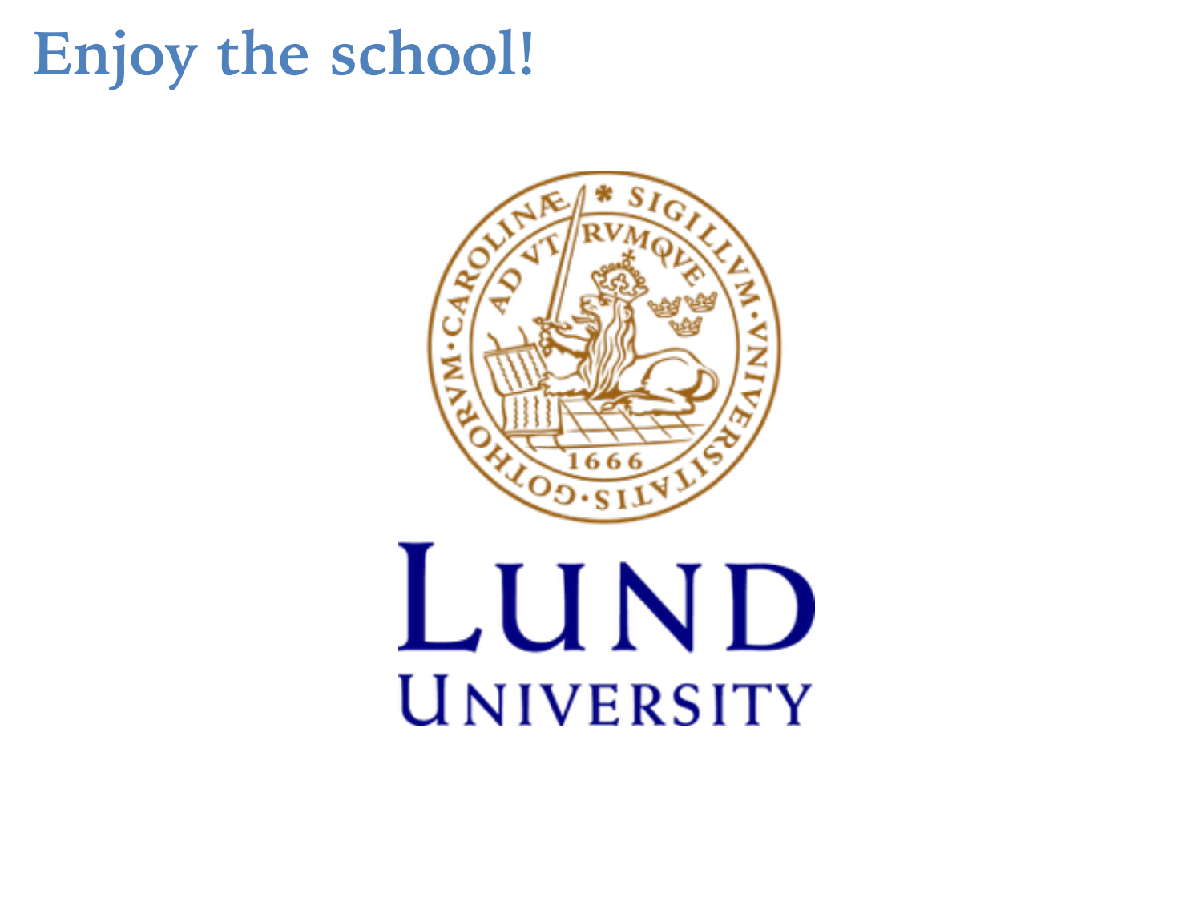# Enjoy the school!

LUND
UNIVERSITY